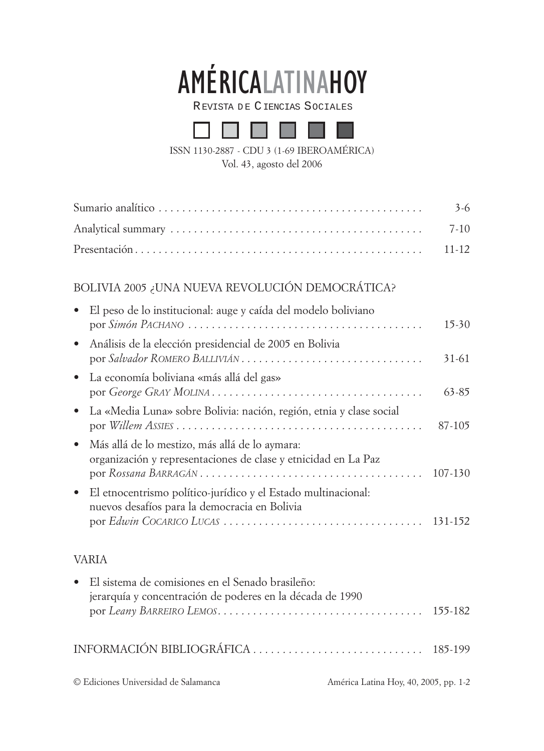# AMÉRICALATINAHOY

REVISTA DE CIENCIAS SOCIALES

ISSN 1130-2887 - CDU 3 (1-69 IBEROAMÉRICA)
Vol. 43, agosto del 2006

| | |
|---|---|
| Sumario analítico | 3-6 |
| Analytical summary | 7-10 |
| Presentación | 11-12 |

## BOLIVIA 2005 ¿UNA NUEVA REVOLUCIÓN DEMOCRÁTICA?

- El peso de lo institucional: auge y caída del modelo boliviano
  por *Simón PACHANO* ..... 15-30
- Análisis de la elección presidencial de 2005 en Bolivia
  por *Salvador ROMERO BALLIVIÁN* ..... 31-61
- La economía boliviana «más allá del gas»
  por *George GRAY MOLINA* ..... 63-85
- La «Media Luna» sobre Bolivia: nación, región, etnia y clase social
  por *Willem ASSIES* ..... 87-105
- Más allá de lo mestizo, más allá de lo aymara: organización y representaciones de clase y etnicidad en La Paz
  por *Rossana BARRAGÁN* ..... 107-130
- El etnocentrismo político-jurídico y el Estado multinacional: nuevos desafíos para la democracia en Bolivia
  por *Edwin COCARICO LUCAS* ..... 131-152

## VARIA

- El sistema de comisiones en el Senado brasileño: jerarquía y concentración de poderes en la década de 1990
  por *Leany BARREIRO LEMOS* ..... 155-182

## INFORMACIÓN BIBLIOGRÁFICA ..... 185-199

© Ediciones Universidad de Salamanca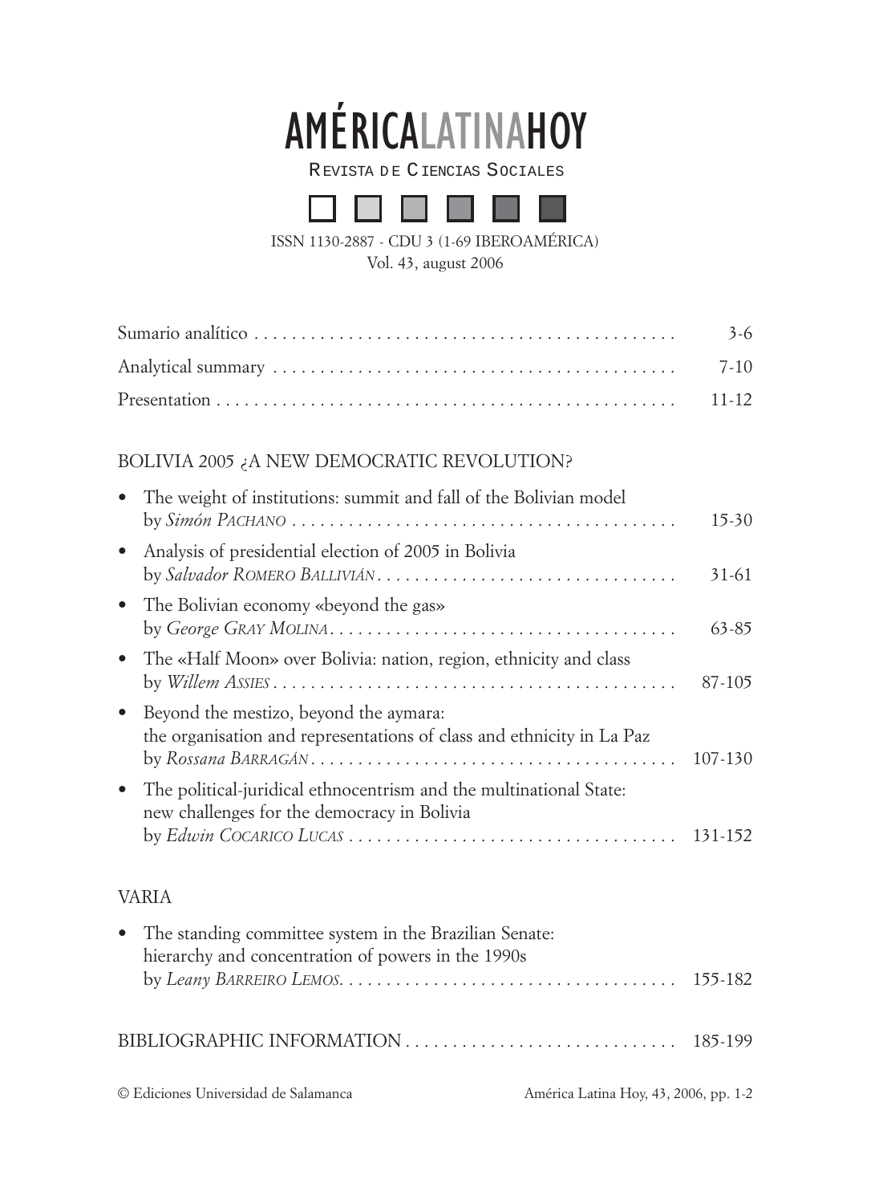# AMÉRICALATINAHOY

REVISTA DE CIENCIAS SOCIALES

ISSN 1130-2887 - CDU 3 (1-69 IBEROAMÉRICA)
Vol. 43, august 2006

| | |
|---|---|
| Sumario analítico | 3-6 |
| Analytical summary | 7-10 |
| Presentation | 11-12 |

## BOLIVIA 2005 ¿A NEW DEMOCRATIC REVOLUTION?

- The weight of institutions: summit and fall of the Bolivian model
  by *Simón PACHANO* ..... 15-30
- Analysis of presidential election of 2005 in Bolivia
  by *Salvador ROMERO BALLIVIÁN* ..... 31-61
- The Bolivian economy «beyond the gas»
  by *George GRAY MOLINA* ..... 63-85
- The «Half Moon» over Bolivia: nation, region, ethnicity and class
  by *Willem ASSIES* ..... 87-105
- Beyond the mestizo, beyond the aymara: the organisation and representations of class and ethnicity in La Paz
  by *Rossana BARRAGÁN* ..... 107-130
- The political-juridical ethnocentrism and the multinational State: new challenges for the democracy in Bolivia
  by *Edwin COCARICO LUCAS* ..... 131-152

## VARIA

- The standing committee system in the Brazilian Senate: hierarchy and concentration of powers in the 1990s
  by *Leany BARREIRO LEMOS* ..... 155-182

BIBLIOGRAPHIC INFORMATION ..... 185-199

© Ediciones Universidad de Salamanca